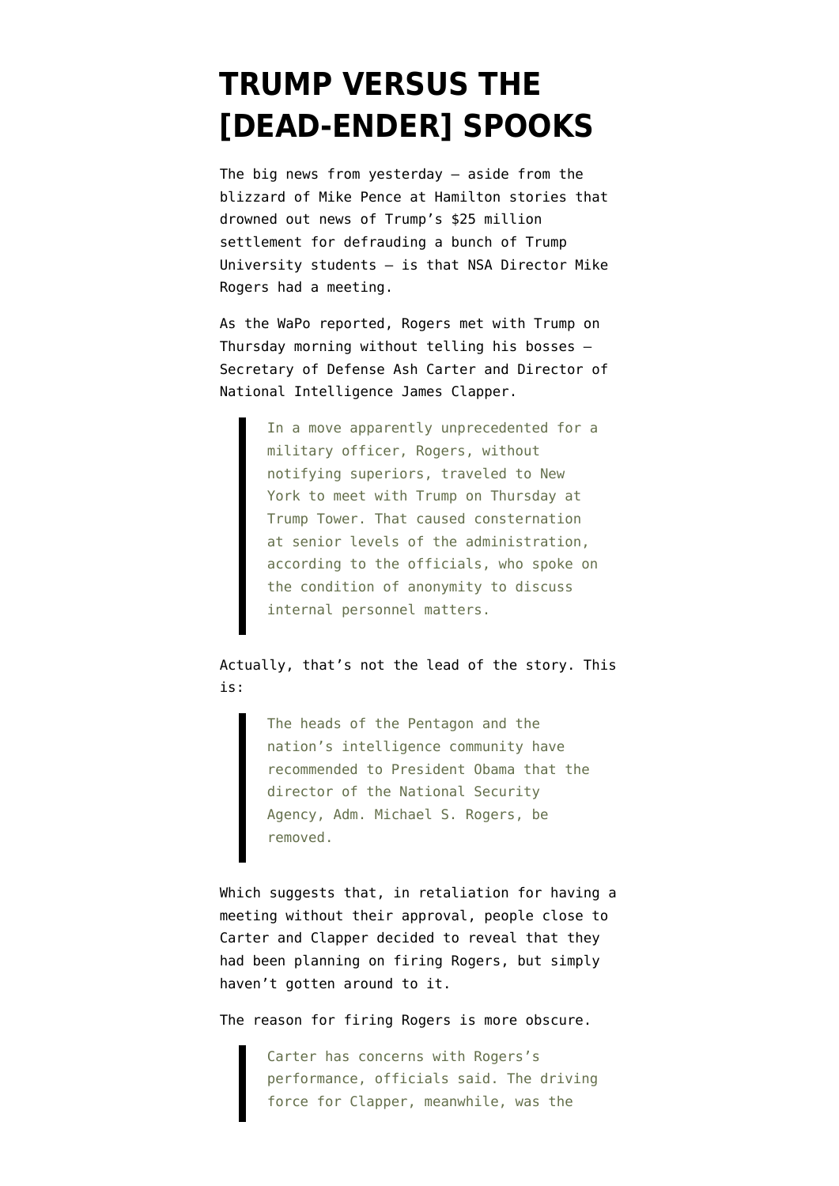# TRUMP VERSUS THE [DEAD-ENDER] SPOOKS

The big news from yesterday — aside from the blizzard of Mike Pence at Hamilton stories that drowned out news of Trump's $25 million settlement for defrauding a bunch of Trump University students — is that NSA Director Mike Rogers had a meeting.

As the WaPo reported, Rogers met with Trump on Thursday morning without telling his bosses — Secretary of Defense Ash Carter and Director of National Intelligence James Clapper.

> In a move apparently unprecedented for a military officer, Rogers, without notifying superiors, traveled to New York to meet with Trump on Thursday at Trump Tower. That caused consternation at senior levels of the administration, according to the officials, who spoke on the condition of anonymity to discuss internal personnel matters.

Actually, that's not the lead of the story. This is:

> The heads of the Pentagon and the nation's intelligence community have recommended to President Obama that the director of the National Security Agency, Adm. Michael S. Rogers, be removed.

Which suggests that, in retaliation for having a meeting without their approval, people close to Carter and Clapper decided to reveal that they had been planning on firing Rogers, but simply haven't gotten around to it.

The reason for firing Rogers is more obscure.

> Carter has concerns with Rogers's performance, officials said. The driving force for Clapper, meanwhile, was the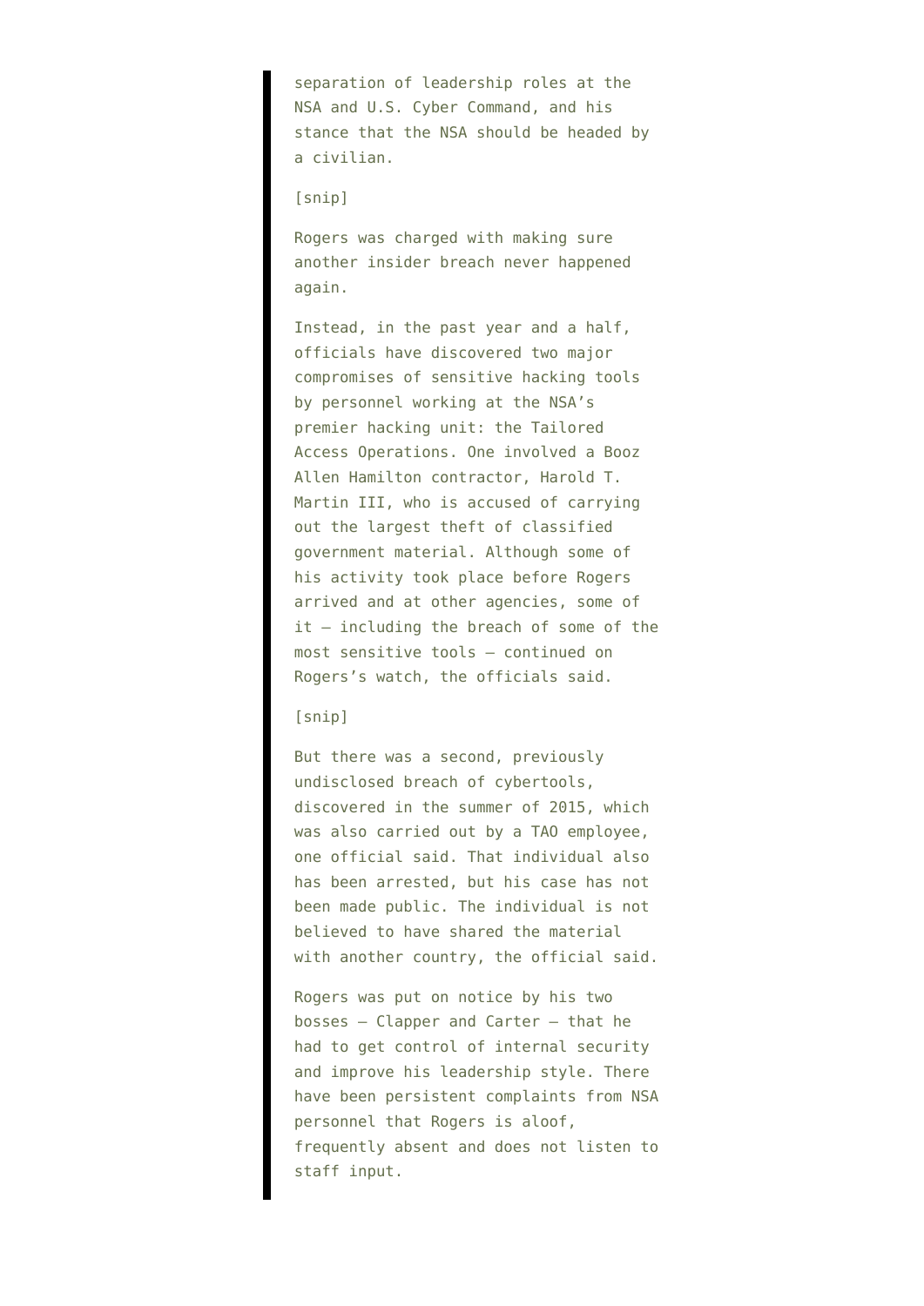> separation of leadership roles at the NSA and U.S. Cyber Command, and his stance that the NSA should be headed by a civilian.
>
> [snip]
>
> Rogers was charged with making sure another insider breach never happened again.
>
> Instead, in the past year and a half, officials have discovered two major compromises of sensitive hacking tools by personnel working at the NSA's premier hacking unit: the Tailored Access Operations. One involved a Booz Allen Hamilton contractor, Harold T. Martin III, who is accused of carrying out the largest theft of classified government material. Although some of his activity took place before Rogers arrived and at other agencies, some of it — including the breach of some of the most sensitive tools — continued on Rogers's watch, the officials said.
>
> [snip]
>
> But there was a second, previously undisclosed breach of cybertools, discovered in the summer of 2015, which was also carried out by a TAO employee, one official said. That individual also has been arrested, but his case has not been made public. The individual is not believed to have shared the material with another country, the official said.
>
> Rogers was put on notice by his two bosses — Clapper and Carter — that he had to get control of internal security and improve his leadership style. There have been persistent complaints from NSA personnel that Rogers is aloof, frequently absent and does not listen to staff input.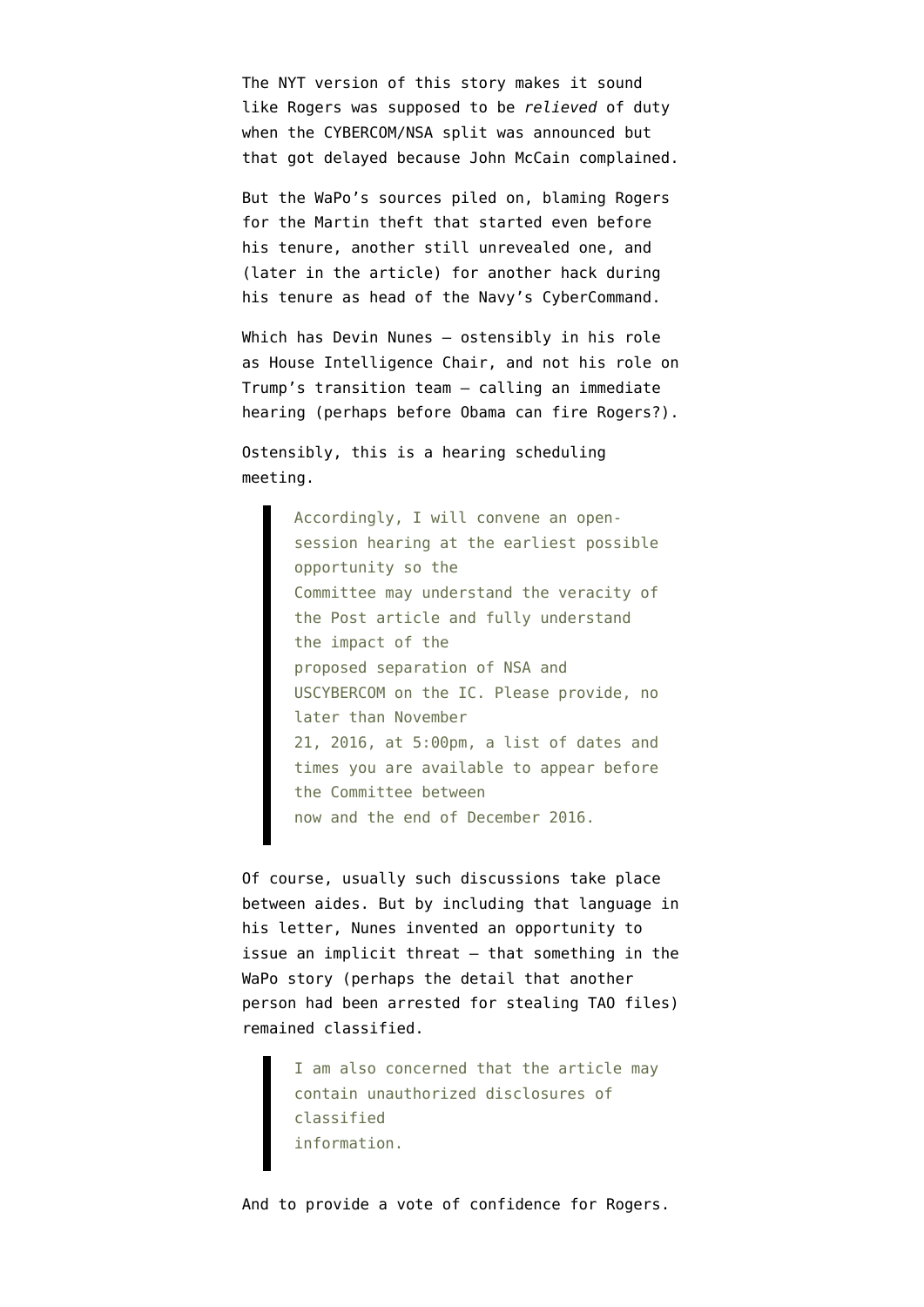The NYT version of this story makes it sound like Rogers was supposed to be *relieved* of duty when the CYBERCOM/NSA split was announced but that got delayed because John McCain complained.

But the WaPo's sources piled on, blaming Rogers for the Martin theft that started even before his tenure, another still unrevealed one, and (later in the article) for another hack during his tenure as head of the Navy's CyberCommand.

Which has Devin Nunes — ostensibly in his role as House Intelligence Chair, and not his role on Trump's transition team — calling an immediate hearing (perhaps before Obama can fire Rogers?).

Ostensibly, this is a hearing scheduling meeting.

> Accordingly, I will convene an open-session hearing at the earliest possible opportunity so the Committee may understand the veracity of the Post article and fully understand the impact of the proposed separation of NSA and USCYBERCOM on the IC. Please provide, no later than November 21, 2016, at 5:00pm, a list of dates and times you are available to appear before the Committee between now and the end of December 2016.

Of course, usually such discussions take place between aides. But by including that language in his letter, Nunes invented an opportunity to issue an implicit threat — that something in the WaPo story (perhaps the detail that another person had been arrested for stealing TAO files) remained classified.

> I am also concerned that the article may contain unauthorized disclosures of classified information.

And to provide a vote of confidence for Rogers.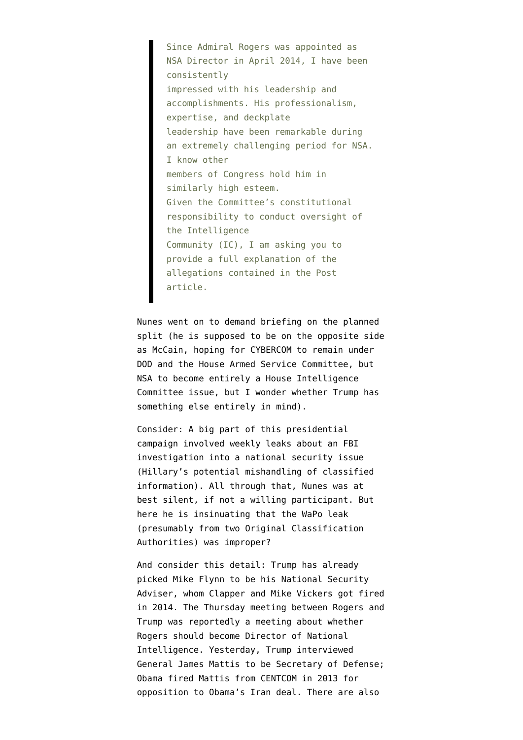> Since Admiral Rogers was appointed as NSA Director in April 2014, I have been consistently impressed with his leadership and accomplishments. His professionalism, expertise, and deckplate leadership have been remarkable during an extremely challenging period for NSA. I know other members of Congress hold him in similarly high esteem.
> Given the Committee's constitutional responsibility to conduct oversight of the Intelligence Community (IC), I am asking you to provide a full explanation of the allegations contained in the Post article.

Nunes went on to demand briefing on the planned split (he is supposed to be on the opposite side as McCain, hoping for CYBERCOM to remain under DOD and the House Armed Service Committee, but NSA to become entirely a House Intelligence Committee issue, but I wonder whether Trump has something else entirely in mind).

Consider: A big part of this presidential campaign involved weekly leaks about an FBI investigation into a national security issue (Hillary's potential mishandling of classified information). All through that, Nunes was at best silent, if not a willing participant. But here he is insinuating that the WaPo leak (presumably from two Original Classification Authorities) was improper?

And consider this detail: Trump has already picked Mike Flynn to be his National Security Adviser, whom Clapper and Mike Vickers got fired in 2014. The Thursday meeting between Rogers and Trump was reportedly a meeting about whether Rogers should become Director of National Intelligence. Yesterday, Trump interviewed General James Mattis to be Secretary of Defense; Obama fired Mattis from CENTCOM in 2013 for opposition to Obama's Iran deal. There are also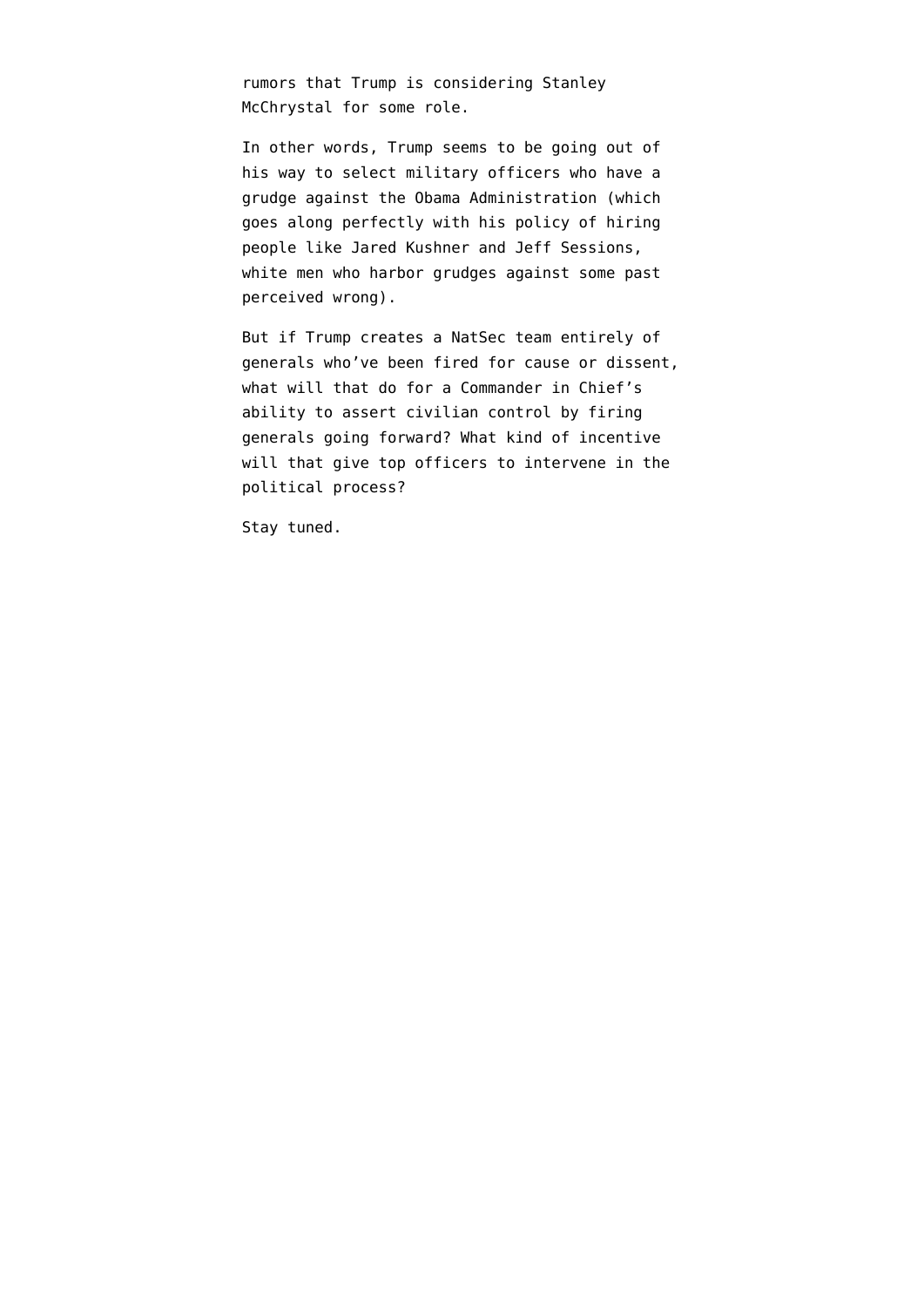rumors that Trump is considering Stanley McChrystal for some role.

In other words, Trump seems to be going out of his way to select military officers who have a grudge against the Obama Administration (which goes along perfectly with his policy of hiring people like Jared Kushner and Jeff Sessions, white men who harbor grudges against some past perceived wrong).

But if Trump creates a NatSec team entirely of generals who've been fired for cause or dissent, what will that do for a Commander in Chief's ability to assert civilian control by firing generals going forward? What kind of incentive will that give top officers to intervene in the political process?

Stay tuned.